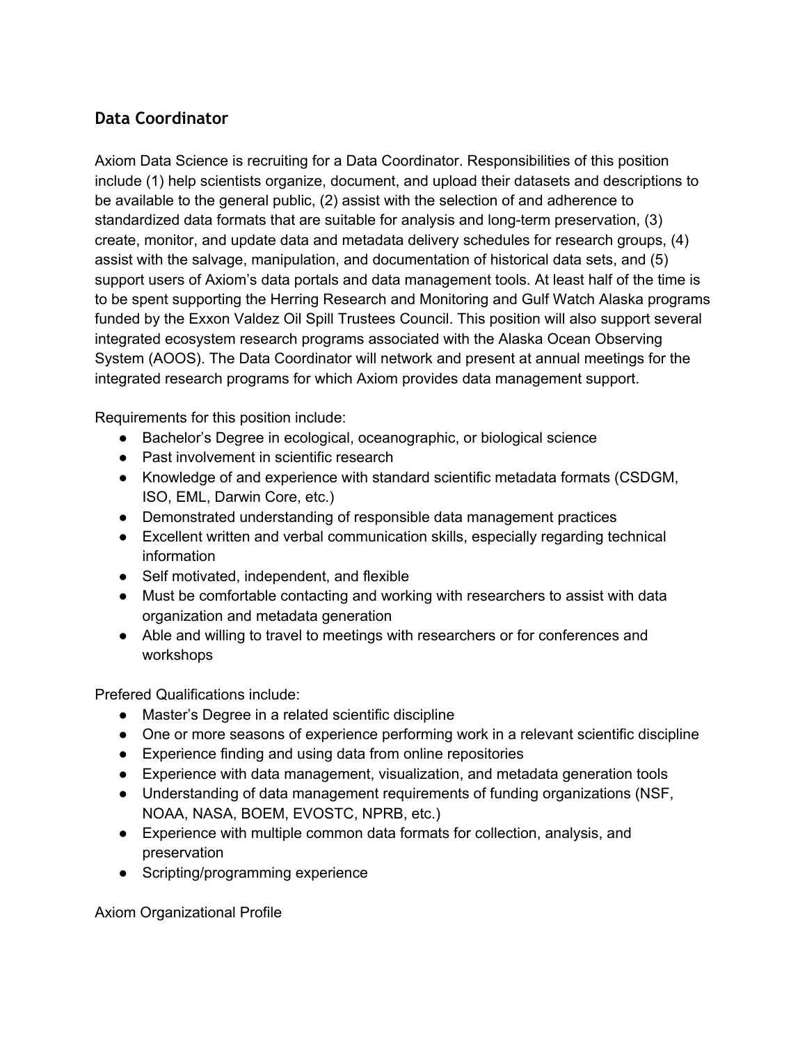## Data Coordinator

Axiom Data Science is recruiting for a Data Coordinator. Responsibilities of this position include (1) help scientists organize, document, and upload their datasets and descriptions to be available to the general public, (2) assist with the selection of and adherence to standardized data formats that are suitable for analysis and long-term preservation, (3) create, monitor, and update data and metadata delivery schedules for research groups, (4) assist with the salvage, manipulation, and documentation of historical data sets, and (5) support users of Axiom's data portals and data management tools. At least half of the time is to be spent supporting the Herring Research and Monitoring and Gulf Watch Alaska programs funded by the Exxon Valdez Oil Spill Trustees Council. This position will also support several integrated ecosystem research programs associated with the Alaska Ocean Observing System (AOOS). The Data Coordinator will network and present at annual meetings for the integrated research programs for which Axiom provides data management support.

Requirements for this position include:

- Bachelor's Degree in ecological, oceanographic, or biological science
- Past involvement in scientific research
- Knowledge of and experience with standard scientific metadata formats (CSDGM, ISO, EML, Darwin Core, etc.)
- Demonstrated understanding of responsible data management practices
- Excellent written and verbal communication skills, especially regarding technical information
- Self motivated, independent, and flexible
- Must be comfortable contacting and working with researchers to assist with data organization and metadata generation
- Able and willing to travel to meetings with researchers or for conferences and workshops

Prefered Qualifications include:

- Master's Degree in a related scientific discipline
- One or more seasons of experience performing work in a relevant scientific discipline
- Experience finding and using data from online repositories
- Experience with data management, visualization, and metadata generation tools
- Understanding of data management requirements of funding organizations (NSF, NOAA, NASA, BOEM, EVOSTC, NPRB, etc.)
- Experience with multiple common data formats for collection, analysis, and preservation
- Scripting/programming experience

Axiom Organizational Profile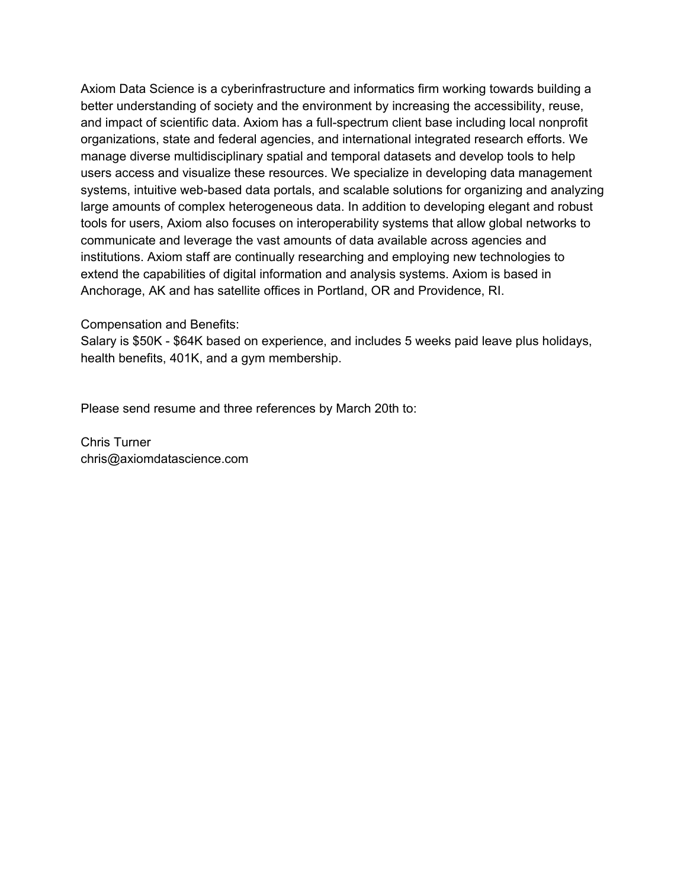Axiom Data Science is a cyberinfrastructure and informatics firm working towards building a better understanding of society and the environment by increasing the accessibility, reuse, and impact of scientific data. Axiom has a full-spectrum client base including local nonprofit organizations, state and federal agencies, and international integrated research efforts. We manage diverse multidisciplinary spatial and temporal datasets and develop tools to help users access and visualize these resources. We specialize in developing data management systems, intuitive web-based data portals, and scalable solutions for organizing and analyzing large amounts of complex heterogeneous data. In addition to developing elegant and robust tools for users, Axiom also focuses on interoperability systems that allow global networks to communicate and leverage the vast amounts of data available across agencies and institutions. Axiom staff are continually researching and employing new technologies to extend the capabilities of digital information and analysis systems. Axiom is based in Anchorage, AK and has satellite offices in Portland, OR and Providence, RI.

Compensation and Benefits:
Salary is $50K - $64K based on experience, and includes 5 weeks paid leave plus holidays, health benefits, 401K, and a gym membership.

Please send resume and three references by March 20th to:

Chris Turner
chris@axiomdatascience.com